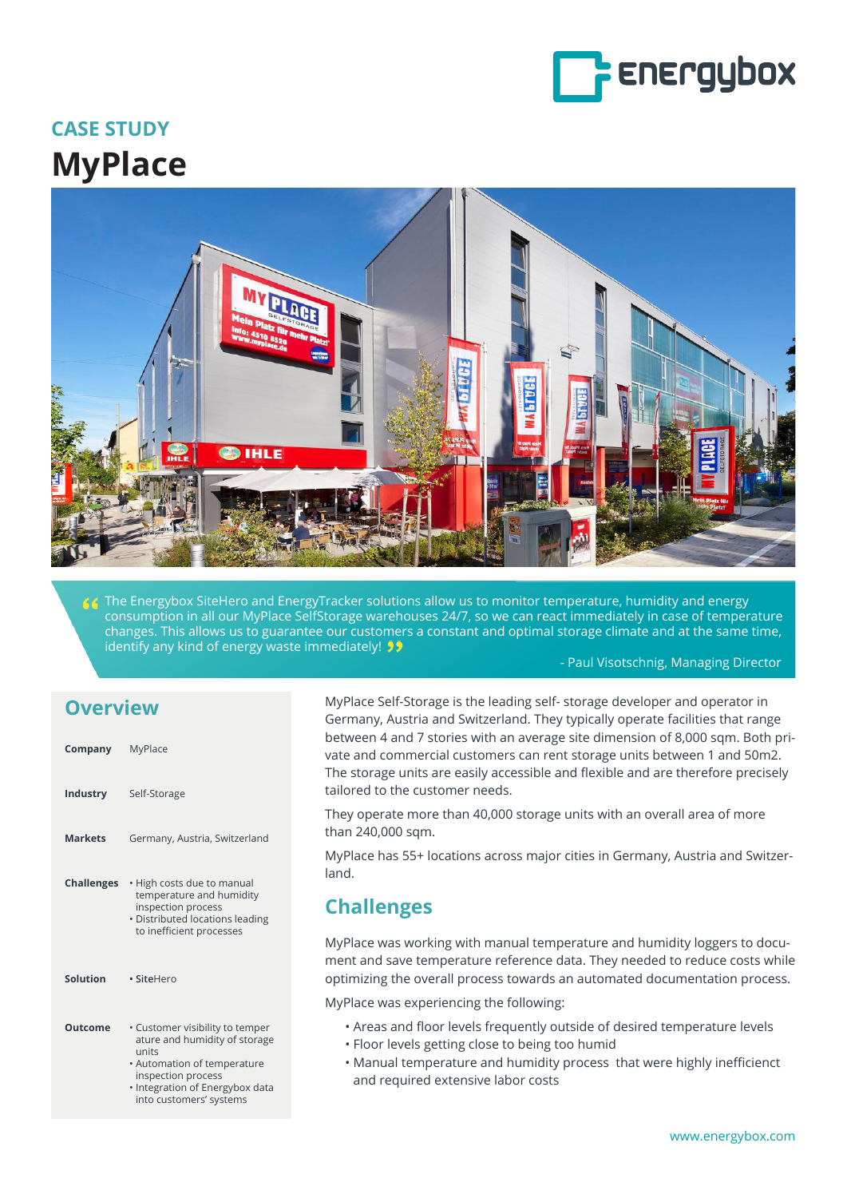# CASE STUDY

# MyPlace

> The Energybox SiteHero and EnergyTracker solutions allow us to monitor temperature, humidity and energy consumption in all our MyPlace SelfStorage warehouses 24/7, so we can react immediately in case of temperature changes. This allows us to guarantee our customers a constant and optimal storage climate and at the same time, identify any kind of energy waste immediately!
>
> \- Paul Visotschnig, Managing Director

## Overview

| | |
|---|---|
| **Company** | MyPlace |
| **Industry** | Self-Storage |
| **Markets** | Germany, Austria, Switzerland |
| **Challenges** | • High costs due to manual temperature and humidity inspection process<br>• Distributed locations leading to inefficient processes |
| **Solution** | • SiteHero |
| **Outcome** | • Customer visibility to temperature and humidity of storage units<br>• Automation of temperature inspection process<br>• Integration of Energybox data into customers' systems |

MyPlace Self-Storage is the leading self- storage developer and operator in Germany, Austria and Switzerland. They typically operate facilities that range between 4 and 7 stories with an average site dimension of 8,000 sqm. Both private and commercial customers can rent storage units between 1 and 50m2. The storage units are easily accessible and flexible and are therefore precisely tailored to the customer needs.

They operate more than 40,000 storage units with an overall area of more than 240,000 sqm.

MyPlace has 55+ locations across major cities in Germany, Austria and Switzerland.

## Challenges

MyPlace was working with manual temperature and humidity loggers to document and save temperature reference data. They needed to reduce costs while optimizing the overall process towards an automated documentation process.

MyPlace was experiencing the following:

- Areas and floor levels frequently outside of desired temperature levels
- Floor levels getting close to being too humid
- Manual temperature and humidity process that were highly inefficienct and required extensive labor costs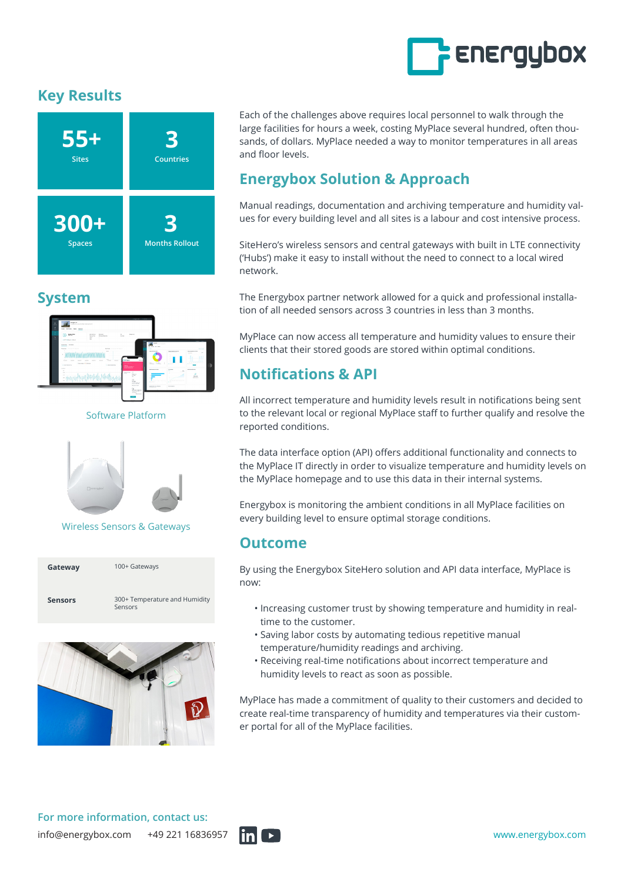## Key Results

**55+**
Sites

**3**
Countries

**300+**
Spaces

**3**
Months Rollout

## System

Software Platform

Wireless Sensors & Gateways

| | |
|---|---|
| **Gateway** | 100+ Gateways |
| **Sensors** | 300+ Temperature and Humidity Sensors |

Each of the challenges above requires local personnel to walk through the large facilities for hours a week, costing MyPlace several hundred, often thousands, of dollars. MyPlace needed a way to monitor temperatures in all areas and floor levels.

## Energybox Solution & Approach

Manual readings, documentation and archiving temperature and humidity values for every building level and all sites is a labour and cost intensive process.

SiteHero's wireless sensors and central gateways with built in LTE connectivity ('Hubs') make it easy to install without the need to connect to a local wired network.

The Energybox partner network allowed for a quick and professional installation of all needed sensors across 3 countries in less than 3 months.

MyPlace can now access all temperature and humidity values to ensure their clients that their stored goods are stored within optimal conditions.

## Notifications & API

All incorrect temperature and humidity levels result in notifications being sent to the relevant local or regional MyPlace staff to further qualify and resolve the reported conditions.

The data interface option (API) offers additional functionality and connects to the MyPlace IT directly in order to visualize temperature and humidity levels on the MyPlace homepage and to use this data in their internal systems.

Energybox is monitoring the ambient conditions in all MyPlace facilities on every building level to ensure optimal storage conditions.

## Outcome

By using the Energybox SiteHero solution and API data interface, MyPlace is now:

- Increasing customer trust by showing temperature and humidity in real-time to the customer.
- Saving labor costs by automating tedious repetitive manual temperature/humidity readings and archiving.
- Receiving real-time notifications about incorrect temperature and humidity levels to react as soon as possible.

MyPlace has made a commitment of quality to their customers and decided to create real-time transparency of humidity and temperatures via their customer portal for all of the MyPlace facilities.

**For more information, contact us:**

info@energybox.com +49 221 16836957 www.energybox.com